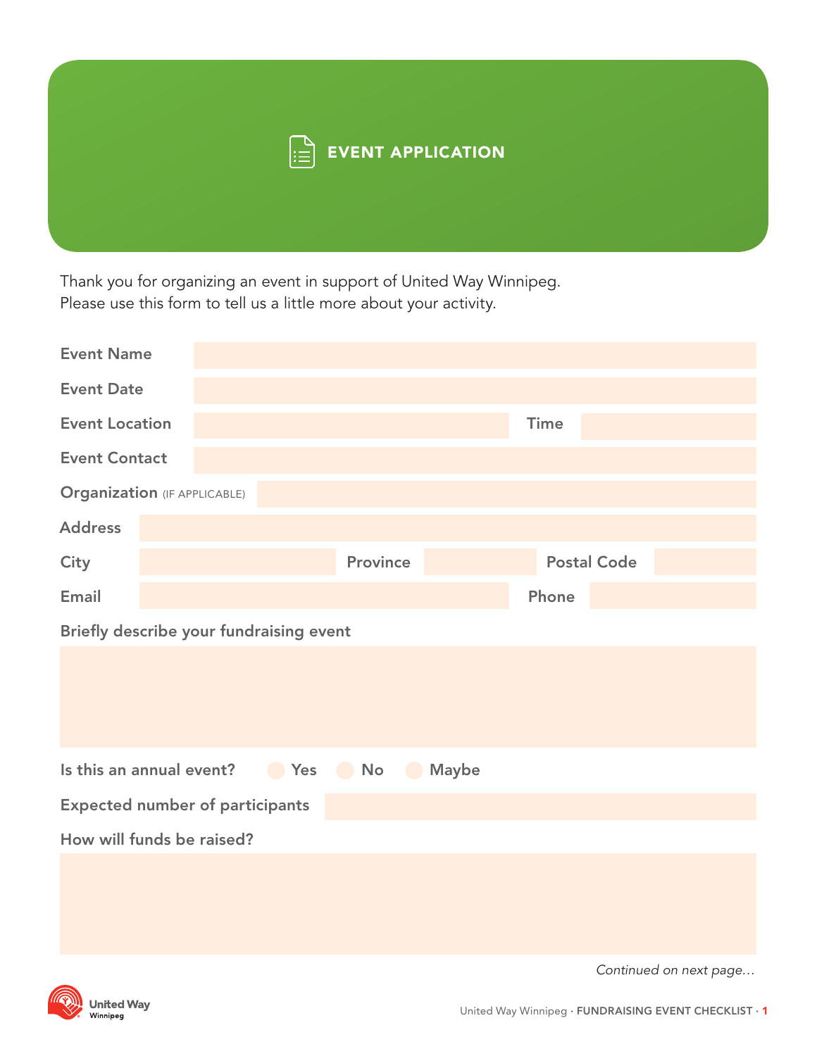# EVENT APPLICATION

Thank you for organizing an event in support of United Way Winnipeg.
Please use this form to tell us a little more about your activity.

**Event Name**

**Event Date**

**Event Location** | **Time**

**Event Contact**

**Organization** (IF APPLICABLE)

**Address**

**City** | **Province** | **Postal Code**

**Email** | **Phone**

**Briefly describe your fundraising event**

**Is this an annual event?** ○ Yes ○ No ○ Maybe

**Expected number of participants**

**How will funds be raised?**

*Continued on next page…*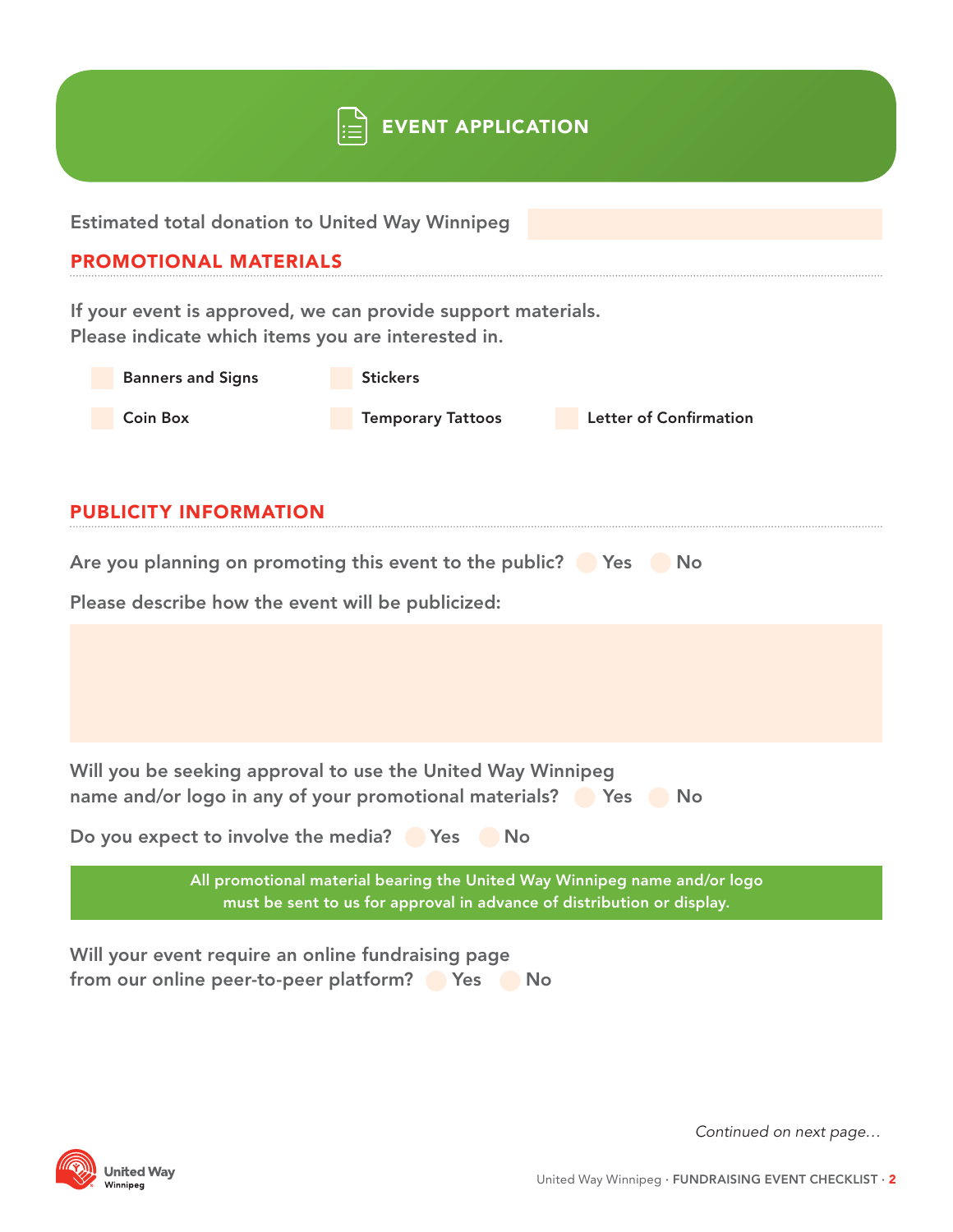# EVENT APPLICATION

Estimated total donation to United Way Winnipeg

## PROMOTIONAL MATERIALS

If your event is approved, we can provide support materials.
Please indicate which items you are interested in.

- Banners and Signs
- Stickers
- Coin Box
- Temporary Tattoos
- Letter of Confirmation

## PUBLICITY INFORMATION

Are you planning on promoting this event to the public? Yes No

Please describe how the event will be publicized:

Will you be seeking approval to use the United Way Winnipeg name and/or logo in any of your promotional materials? Yes No

Do you expect to involve the media? Yes No

**All promotional material bearing the United Way Winnipeg name and/or logo must be sent to us for approval in advance of distribution or display.**

Will your event require an online fundraising page from our online peer-to-peer platform? Yes No

*Continued on next page…*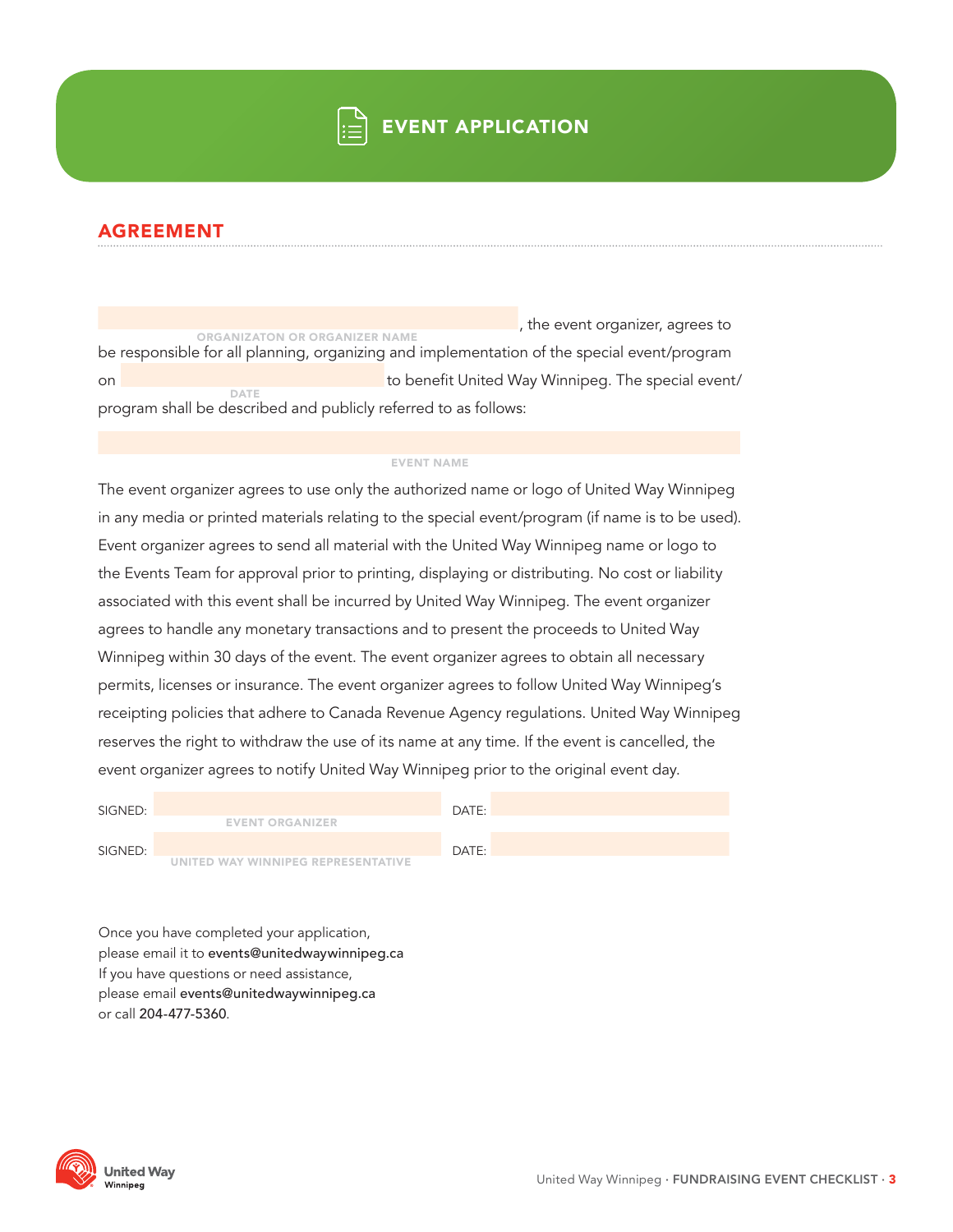# EVENT APPLICATION

## AGREEMENT

______________________________, the event organizer, agrees to
ORGANIZATON OR ORGANIZER NAME

be responsible for all planning, organizing and implementation of the special event/program on ______________________ to benefit United Way Winnipeg. The special event/program shall be described and publicly referred to as follows:
DATE

______________________________________________
EVENT NAME

The event organizer agrees to use only the authorized name or logo of United Way Winnipeg in any media or printed materials relating to the special event/program (if name is to be used). Event organizer agrees to send all material with the United Way Winnipeg name or logo to the Events Team for approval prior to printing, displaying or distributing. No cost or liability associated with this event shall be incurred by United Way Winnipeg. The event organizer agrees to handle any monetary transactions and to present the proceeds to United Way Winnipeg within 30 days of the event. The event organizer agrees to obtain all necessary permits, licenses or insurance. The event organizer agrees to follow United Way Winnipeg's receipting policies that adhere to Canada Revenue Agency regulations. United Way Winnipeg reserves the right to withdraw the use of its name at any time. If the event is cancelled, the event organizer agrees to notify United Way Winnipeg prior to the original event day.

SIGNED: ______________________ DATE: ______________
EVENT ORGANIZER

SIGNED: ______________________ DATE: ______________
UNITED WAY WINNIPEG REPRESENTATIVE

Once you have completed your application,
please email it to events@unitedwaywinnipeg.ca
If you have questions or need assistance,
please email events@unitedwaywinnipeg.ca
or call 204-477-5360.